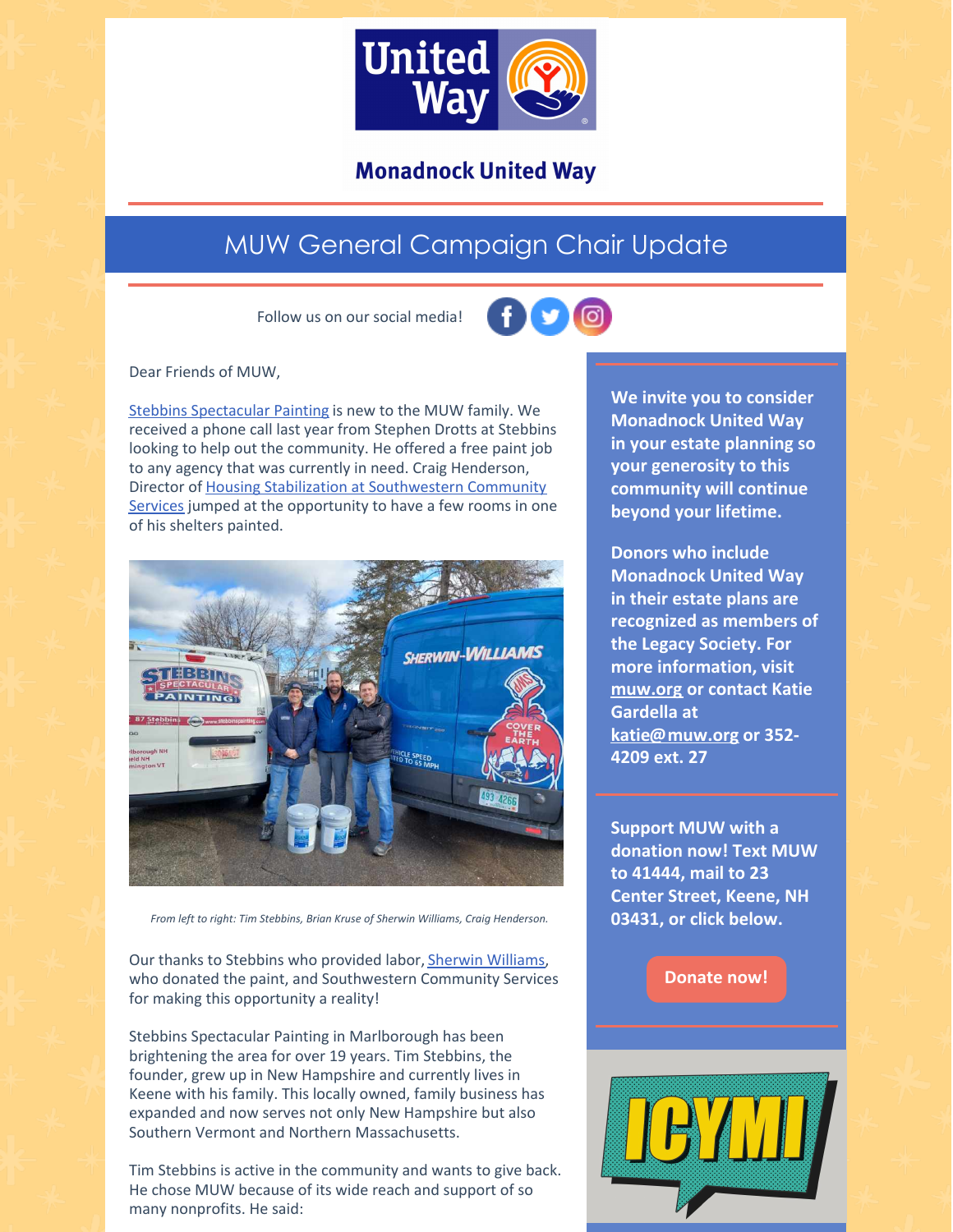# Monadnock United Way

## MUW General Campaign Chair Update

Follow us on our social media!

Dear Friends of MUW,

Stebbins Spectacular Painting is new to the MUW family. We received a phone call last year from Stephen Drotts at Stebbins looking to help out the community. He offered a free paint job to any agency that was currently in need. Craig Henderson, Director of Housing Stabilization at Southwestern Community Services jumped at the opportunity to have a few rooms in one of his shelters painted.

*From left to right: Tim Stebbins, Brian Kruse of Sherwin Williams, Craig Henderson.*

Our thanks to Stebbins who provided labor, Sherwin Williams, who donated the paint, and Southwestern Community Services for making this opportunity a reality!

Stebbins Spectacular Painting in Marlborough has been brightening the area for over 19 years. Tim Stebbins, the founder, grew up in New Hampshire and currently lives in Keene with his family. This locally owned, family business has expanded and now serves not only New Hampshire but also Southern Vermont and Northern Massachusetts.

Tim Stebbins is active in the community and wants to give back. He chose MUW because of its wide reach and support of so many nonprofits. He said:

**We invite you to consider Monadnock United Way in your estate planning so your generosity to this community will continue beyond your lifetime.**

**Donors who include Monadnock United Way in their estate plans are recognized as members of the Legacy Society. For more information, visit muw.org or contact Katie Gardella at katie@muw.org or 352-4209 ext. 27**

**Support MUW with a donation now! Text MUW to 41444, mail to 23 Center Street, Keene, NH 03431, or click below.**

Donate now!

ICYMI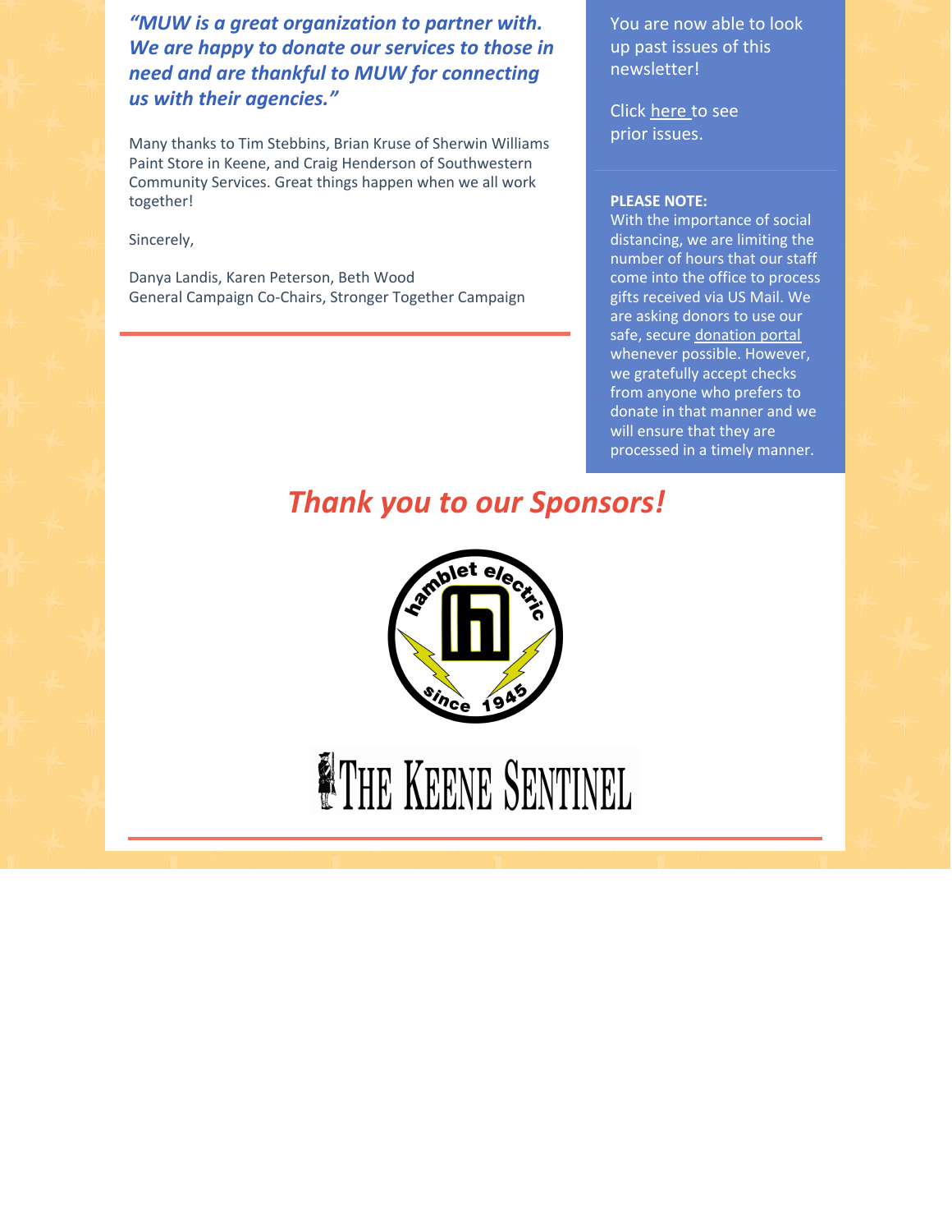*"MUW is a great organization to partner with. We are happy to donate our services to those in need and are thankful to MUW for connecting us with their agencies."*

Many thanks to Tim Stebbins, Brian Kruse of Sherwin Williams Paint Store in Keene, and Craig Henderson of Southwestern Community Services. Great things happen when we all work together!

Sincerely,

Danya Landis, Karen Peterson, Beth Wood
General Campaign Co-Chairs, Stronger Together Campaign

You are now able to look up past issues of this newsletter!

Click here to see prior issues.

**PLEASE NOTE:**
With the importance of social distancing, we are limiting the number of hours that our staff come into the office to process gifts received via US Mail. We are asking donors to use our safe, secure donation portal whenever possible. However, we gratefully accept checks from anyone who prefers to donate in that manner and we will ensure that they are processed in a timely manner.

## *Thank you to our Sponsors!*

hamblet electric since 1945

THE KEENE SENTINEL